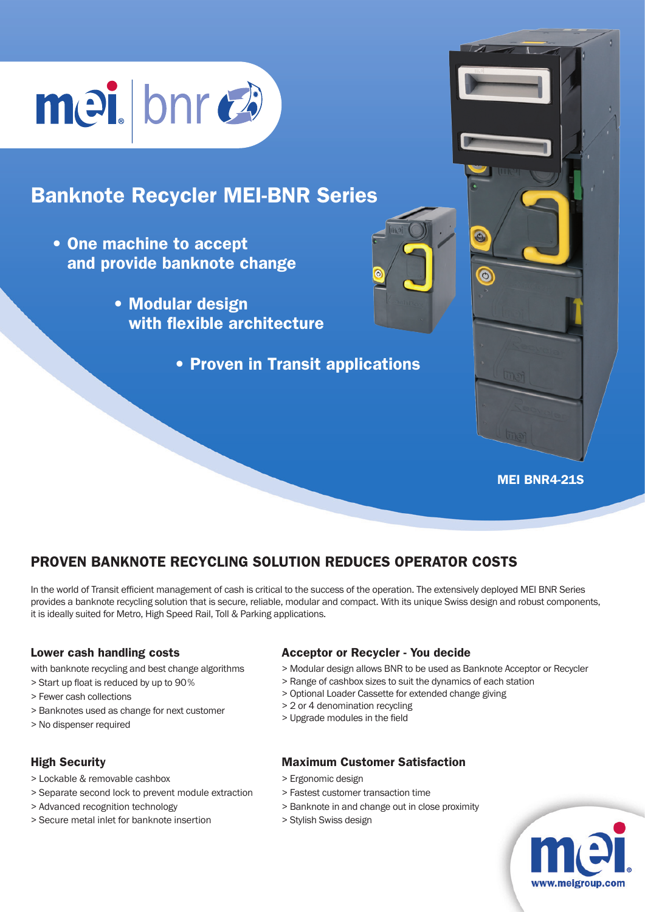# Banknote Recycler MEI-BNR Series

- **One machine to accept and provide banknote change**
- **Modular design with flexible architecture**
- **Proven in Transit applications**

MEI BNR4-21S

## PROVEN BANKNOTE RECYCLING SOLUTION REDUCES OPERATOR COSTS

In the world of Transit efficient management of cash is critical to the success of the operation. The extensively deployed MEI BNR Series provides a banknote recycling solution that is secure, reliable, modular and compact. With its unique Swiss design and robust components, it is ideally suited for Metro, High Speed Rail, Toll & Parking applications.

### Lower cash handling costs

with banknote recycling and best change algorithms

> Start up float is reduced by up to 90%
> Fewer cash collections
> Banknotes used as change for next customer
> No dispenser required

### Acceptor or Recycler - You decide

> Modular design allows BNR to be used as Banknote Acceptor or Recycler
> Range of cashbox sizes to suit the dynamics of each station
> Optional Loader Cassette for extended change giving
> 2 or 4 denomination recycling
> Upgrade modules in the field

### High Security

> Lockable & removable cashbox
> Separate second lock to prevent module extraction
> Advanced recognition technology
> Secure metal inlet for banknote insertion

### Maximum Customer Satisfaction

> Ergonomic design
> Fastest customer transaction time
> Banknote in and change out in close proximity
> Stylish Swiss design

www.meigroup.com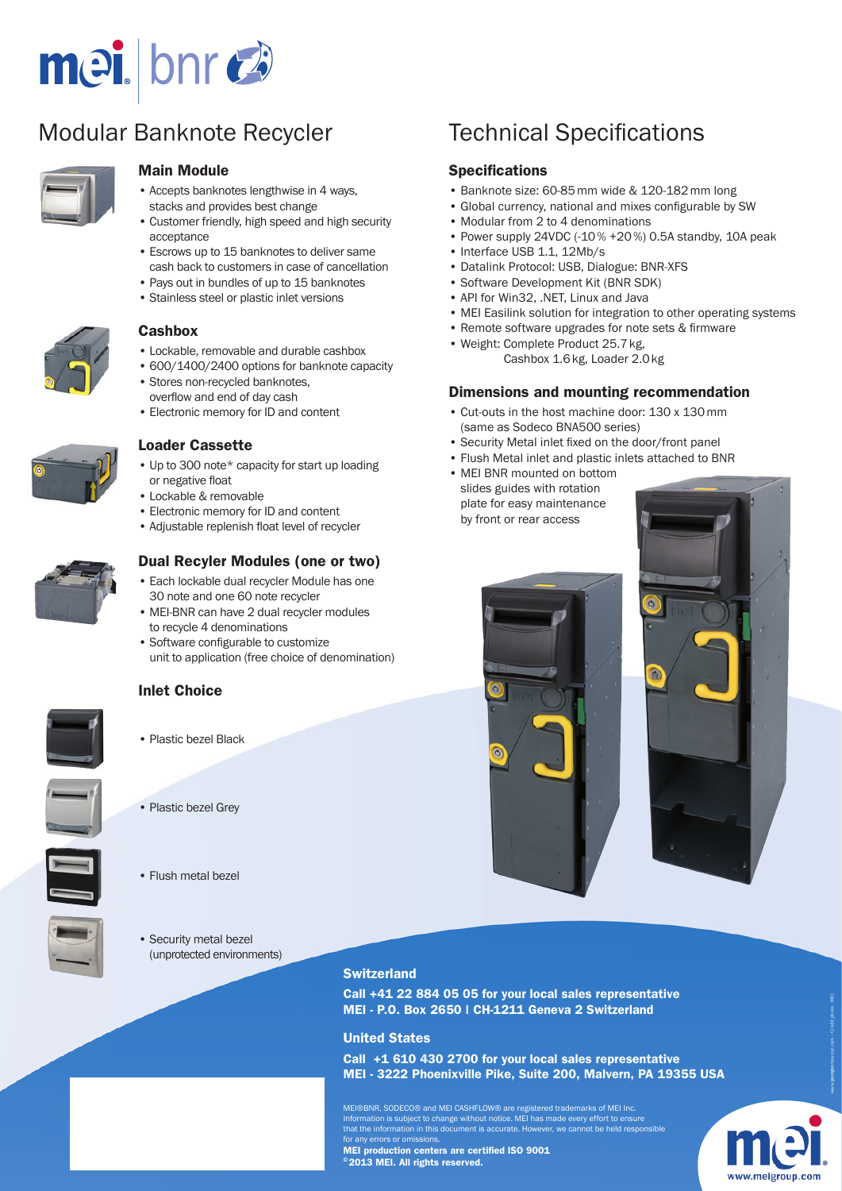# mei | bnr

## Modular Banknote Recycler

### Main Module

- Accepts banknotes lengthwise in 4 ways, stacks and provides best change
- Customer friendly, high speed and high security acceptance
- Escrows up to 15 banknotes to deliver same cash back to customers in case of cancellation
- Pays out in bundles of up to 15 banknotes
- Stainless steel or plastic inlet versions

### Cashbox

- Lockable, removable and durable cashbox
- 600/1400/2400 options for banknote capacity
- Stores non-recycled banknotes, overflow and end of day cash
- Electronic memory for ID and content

### Loader Cassette

- Up to 300 note* capacity for start up loading or negative float
- Lockable & removable
- Electronic memory for ID and content
- Adjustable replenish float level of recycler

### Dual Recyler Modules (one or two)

- Each lockable dual recycler Module has one 30 note and one 60 note recycler
- MEI-BNR can have 2 dual recycler modules to recycle 4 denominations
- Software configurable to customize unit to application (free choice of denomination)

### Inlet Choice

- Plastic bezel Black
- Plastic bezel Grey
- Flush metal bezel
- Security metal bezel (unprotected environments)

## Technical Specifications

### Specifications

- Banknote size: 60-85 mm wide & 120-182 mm long
- Global currency, national and mixes configurable by SW
- Modular from 2 to 4 denominations
- Power supply 24VDC (-10 % +20 %) 0.5A standby, 10A peak
- Interface USB 1.1, 12Mb/s
- Datalink Protocol: USB, Dialogue: BNR-XFS
- Software Development Kit (BNR SDK)
- API for Win32, .NET, Linux and Java
- MEI Easilink solution for integration to other operating systems
- Remote software upgrades for note sets & firmware
- Weight: Complete Product 25.7 kg, Cashbox 1.6 kg, Loader 2.0 kg

### Dimensions and mounting recommendation

- Cut-outs in the host machine door: 130 x 130 mm (same as Sodeco BNA500 series)
- Security Metal inlet fixed on the door/front panel
- Flush Metal inlet and plastic inlets attached to BNR
- MEI BNR mounted on bottom slides guides with rotation plate for easy maintenance by front or rear access

**Switzerland**

**Call +41 22 884 05 05 for your local sales representative**
**MEI - P.O. Box 2650 | CH-1211 Geneva 2 Switzerland**

**United States**

**Call +1 610 430 2700 for your local sales representative**
**MEI - 3222 Phoenixville Pike, Suite 200, Malvern, PA 19355 USA**

MEI®BNR, SODECO® and MEI CASHFLOW® are registered trademarks of MEI Inc.
Information is subject to change without notice. MEI has made every effort to ensure that the information in this document is accurate. However, we cannot be held responsible for any errors or omissions.
**MEI production centers are certified ISO 9001**
**©2013 MEI. All rights reserved.**

mei
www.meigroup.com